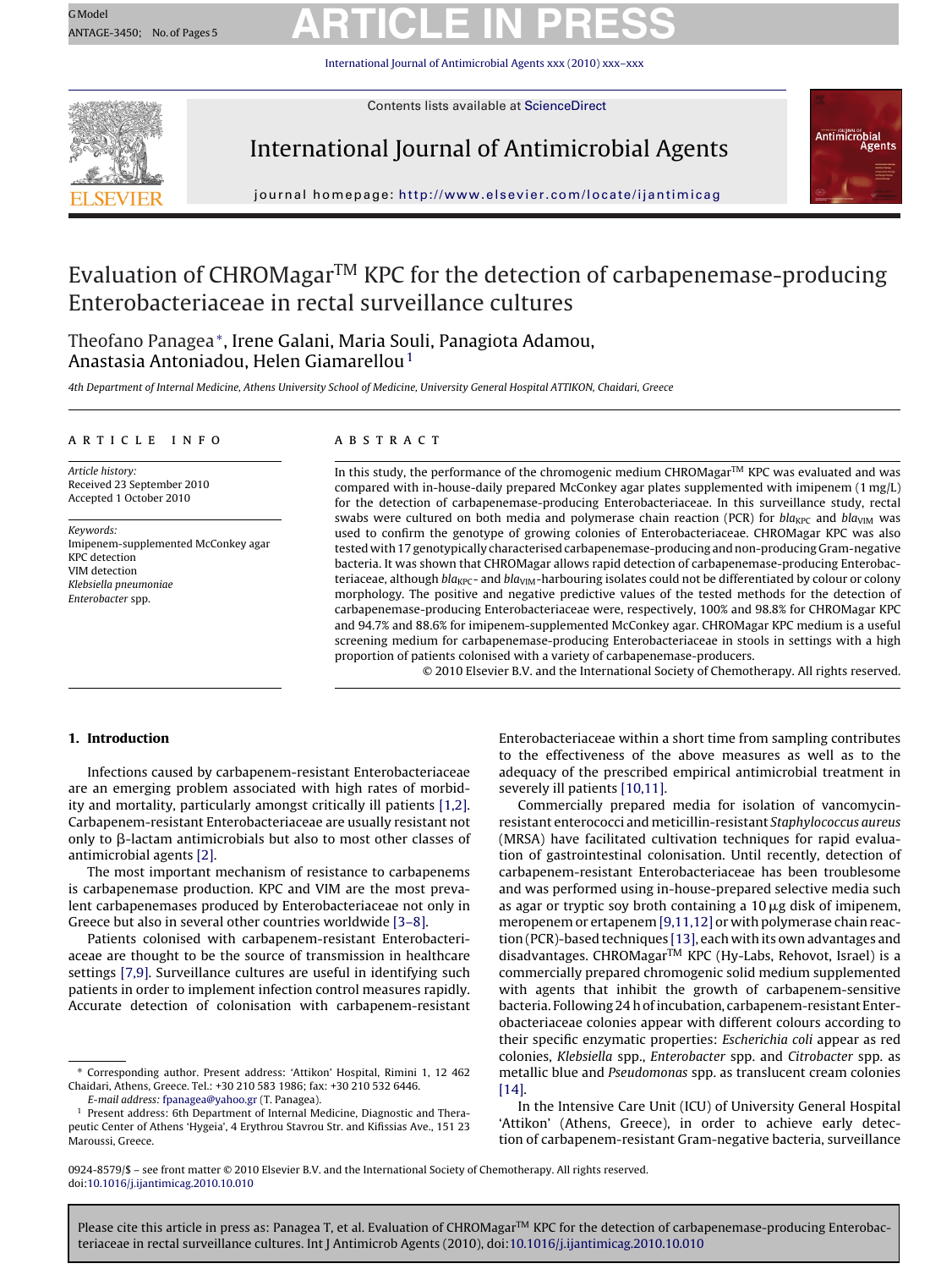# Evaluation of CHROMagar™ KPC for the detection of carbapenemase-producing Enterobacteriaceae in rectal surveillance cultures

Theofano Panagea*, Irene Galani, Maria Souli, Panagiota Adamou, Anastasia Antoniadou, Helen Giamarellou[1]

*4th Department of Internal Medicine, Athens University School of Medicine, University General Hospital ATTIKON, Chaidari, Greece*

## ARTICLE INFO

*Article history:*
Received 23 September 2010
Accepted 1 October 2010

*Keywords:*
Imipenem-supplemented McConkey agar
KPC detection
VIM detection
*Klebsiella pneumoniae*
*Enterobacter* spp.

## ABSTRACT

In this study, the performance of the chromogenic medium CHROMagar™ KPC was evaluated and was compared with in-house-daily prepared McConkey agar plates supplemented with imipenem (1 mg/L) for the detection of carbapenemase-producing Enterobacteriaceae. In this surveillance study, rectal swabs were cultured on both media and polymerase chain reaction (PCR) for $bla_{KPC}$ and $bla_{VIM}$ was used to confirm the genotype of growing colonies of Enterobacteriaceae. CHROMagar KPC was also tested with 17 genotypically characterised carbapenemase-producing and non-producing Gram-negative bacteria. It was shown that CHROMagar allows rapid detection of carbapenemase-producing Enterobacteriaceae, although $bla_{KPC}$- and $bla_{VIM}$-harbouring isolates could not be differentiated by colour or colony morphology. The positive and negative predictive values of the tested methods for the detection of carbapenemase-producing Enterobacteriaceae were, respectively, 100% and 98.8% for CHROMagar KPC and 94.7% and 88.6% for imipenem-supplemented McConkey agar. CHROMagar KPC medium is a useful screening medium for carbapenemase-producing Enterobacteriaceae in stools in settings with a high proportion of patients colonised with a variety of carbapenemase-producers.

© 2010 Elsevier B.V. and the International Society of Chemotherapy. All rights reserved.

## 1. Introduction

Infections caused by carbapenem-resistant Enterobacteriaceae are an emerging problem associated with high rates of morbidity and mortality, particularly amongst critically ill patients [1,2]. Carbapenem-resistant Enterobacteriaceae are usually resistant not only to β-lactam antimicrobials but also to most other classes of antimicrobial agents [2].

The most important mechanism of resistance to carbapenems is carbapenemase production. KPC and VIM are the most prevalent carbapenemases produced by Enterobacteriaceae not only in Greece but also in several other countries worldwide [3–8].

Patients colonised with carbapenem-resistant Enterobacteriaceae are thought to be the source of transmission in healthcare settings [7,9]. Surveillance cultures are useful in identifying such patients in order to implement infection control measures rapidly. Accurate detection of colonisation with carbapenem-resistant Enterobacteriaceae within a short time from sampling contributes to the effectiveness of the above measures as well as to the adequacy of the prescribed empirical antimicrobial treatment in severely ill patients [10,11].

Commercially prepared media for isolation of vancomycin-resistant enterococci and meticillin-resistant *Staphylococcus aureus* (MRSA) have facilitated cultivation techniques for rapid evaluation of gastrointestinal colonisation. Until recently, detection of carbapenem-resistant Enterobacteriaceae has been troublesome and was performed using in-house-prepared selective media such as agar or tryptic soy broth containing a 10 μg disk of imipenem, meropenem or ertapenem [9,11,12] or with polymerase chain reaction (PCR)-based techniques [13], each with its own advantages and disadvantages. CHROMagar™ KPC (Hy-Labs, Rehovot, Israel) is a commercially prepared chromogenic solid medium supplemented with agents that inhibit the growth of carbapenem-sensitive bacteria. Following 24 h of incubation, carbapenem-resistant Enterobacteriaceae colonies appear with different colours according to their specific enzymatic properties: *Escherichia coli* appear as red colonies, *Klebsiella* spp., *Enterobacter* spp. and *Citrobacter* spp. as metallic blue and *Pseudomonas* spp. as translucent cream colonies [14].

In the Intensive Care Unit (ICU) of University General Hospital 'Attikon' (Athens, Greece), in order to achieve early detection of carbapenem-resistant Gram-negative bacteria, surveillance

---

\* Corresponding author. Present address: 'Attikon' Hospital, Rimini 1, 12 462 Chaidari, Athens, Greece. Tel.: +30 210 583 1986; fax: +30 210 532 6446.
*E-mail address:* fpanagea@yahoo.gr (T. Panagea).

[1] Present address: 6th Department of Internal Medicine, Diagnostic and Therapeutic Center of Athens 'Hygeia', 4 Erythrou Stavrou Str. and Kifissias Ave., 151 23 Maroussi, Greece.

0924-8579/$ – see front matter © 2010 Elsevier B.V. and the International Society of Chemotherapy. All rights reserved.
doi:10.1016/j.ijantimicag.2010.10.010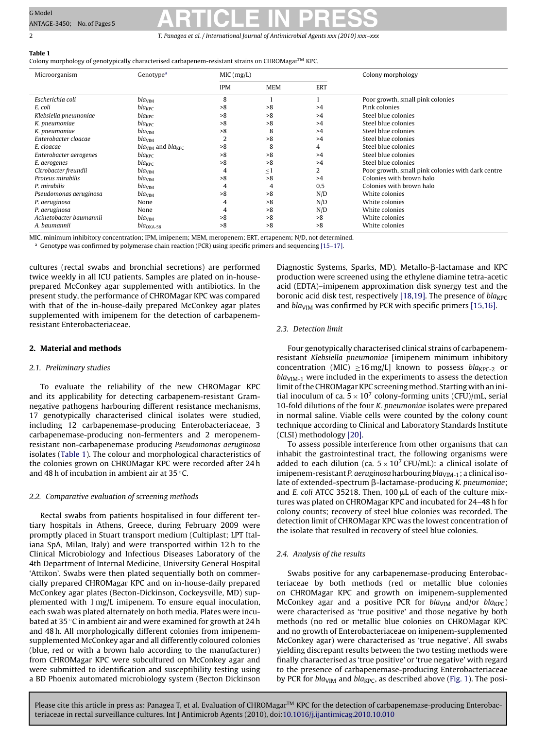**Table 1**
Colony morphology of genotypically characterised carbapenem-resistant strains on CHROMagar™ KPC.

| Microorganism | Genotype[a] | MIC (mg/L) | | | Colony morphology |
|---|---|---|---|---|---|
| | | IPM | MEM | ERT | |
| *Escherichia coli* | $bla_{VIM}$ | 8 | 1 | 1 | Poor growth, small pink colonies |
| *E. coli* | $bla_{KPC}$ | >8 | >8 | >4 | Pink colonies |
| *Klebsiella pneumoniae* | $bla_{KPC}$ | >8 | >8 | >4 | Steel blue colonies |
| *K. pneumoniae* | $bla_{KPC}$ | >8 | >8 | >4 | Steel blue colonies |
| *K. pneumoniae* | $bla_{VIM}$ | >8 | 8 | >4 | Steel blue colonies |
| *Enterobacter cloacae* | $bla_{VIM}$ | 2 | >8 | >4 | Steel blue colonies |
| *E. cloacae* | $bla_{VIM}$ and $bla_{KPC}$ | >8 | 8 | 4 | Steel blue colonies |
| *Enterobacter aerogenes* | $bla_{KPC}$ | >8 | >8 | >4 | Steel blue colonies |
| *E. aerogenes* | $bla_{KPC}$ | >8 | >8 | >4 | Steel blue colonies |
| *Citrobacter freundii* | $bla_{VIM}$ | 4 | ≤1 | 2 | Poor growth, small pink colonies with dark centre |
| *Proteus mirabilis* | $bla_{VIM}$ | >8 | >8 | >4 | Colonies with brown halo |
| *P. mirabilis* | $bla_{VIM}$ | 4 | 4 | 0.5 | Colonies with brown halo |
| *Pseudomonas aeruginosa* | $bla_{VIM}$ | >8 | >8 | N/D | White colonies |
| *P. aeruginosa* | None | 4 | >8 | N/D | White colonies |
| *P. aeruginosa* | None | 4 | >8 | N/D | White colonies |
| *Acinetobacter baumannii* | $bla_{VIM}$ | >8 | >8 | >8 | White colonies |
| *A. baumannii* | $bla_{OXA-58}$ | >8 | >8 | >8 | White colonies |

MIC, minimum inhibitory concentration; IPM, imipenem; MEM, meropenem; ERT, ertapenem; N/D, not determined.
[a] Genotype was confirmed by polymerase chain reaction (PCR) using specific primers and sequencing [15–17].

cultures (rectal swabs and bronchial secretions) are performed twice weekly in all ICU patients. Samples are plated on in-house-prepared McConkey agar supplemented with antibiotics. In the present study, the performance of CHROMagar KPC was compared with that of the in-house-daily prepared McConkey agar plates supplemented with imipenem for the detection of carbapenem-resistant Enterobacteriaceae.

## 2. Material and methods

### 2.1. Preliminary studies

To evaluate the reliability of the new CHROMagar KPC and its applicability for detecting carbapenem-resistant Gram-negative pathogens harbouring different resistance mechanisms, 17 genotypically characterised clinical isolates were studied, including 12 carbapenemase-producing Enterobacteriaceae, 3 carbapenemase-producing non-fermenters and 2 meropenem-resistant non-carbapenemase producing *Pseudomonas aeruginosa* isolates (Table 1). The colour and morphological characteristics of the colonies grown on CHROMagar KPC were recorded after 24 h and 48 h of incubation in ambient air at 35 °C.

### 2.2. Comparative evaluation of screening methods

Rectal swabs from patients hospitalised in four different tertiary hospitals in Athens, Greece, during February 2009 were promptly placed in Stuart transport medium (Cultiplast; LPT Italiana SpA, Milan, Italy) and were transported within 12 h to the Clinical Microbiology and Infectious Diseases Laboratory of the 4th Department of Internal Medicine, University General Hospital 'Attikon'. Swabs were then plated sequentially both on commercially prepared CHROMagar KPC and on in-house-daily prepared McConkey agar plates (Becton-Dickinson, Cockeysville, MD) supplemented with 1 mg/L imipenem. To ensure equal inoculation, each swab was plated alternately on both media. Plates were incubated at 35 °C in ambient air and were examined for growth at 24 h and 48 h. All morphologically different colonies from imipenem-supplemented McConkey agar and all differently coloured colonies (blue, red or with a brown halo according to the manufacturer) from CHROMagar KPC were subcultured on McConkey agar and were submitted to identification and susceptibility testing using a BD Phoenix automated microbiology system (Becton Dickinson Diagnostic Systems, Sparks, MD). Metallo-β-lactamase and KPC production were screened using the ethylene diamine tetra-acetic acid (EDTA)–imipenem approximation disk synergy test and the boronic acid disk test, respectively [18,19]. The presence of $bla_{KPC}$ and $bla_{VIM}$ was confirmed by PCR with specific primers [15,16].

### 2.3. Detection limit

Four genotypically characterised clinical strains of carbapenem-resistant *Klebsiella pneumoniae* [imipenem minimum inhibitory concentration (MIC) ≥16 mg/L] known to possess $bla_{KPC-2}$ or $bla_{VIM-1}$ were included in the experiments to assess the detection limit of the CHROMagar KPC screening method. Starting with an initial inoculum of ca. $5 \times 10^7$ colony-forming units (CFU)/mL, serial 10-fold dilutions of the four *K. pneumoniae* isolates were prepared in normal saline. Viable cells were counted by the colony count technique according to Clinical and Laboratory Standards Institute (CLSI) methodology [20].

To assess possible interference from other organisms that can inhabit the gastrointestinal tract, the following organisms were added to each dilution (ca. $5 \times 10^7$ CFU/mL): a clinical isolate of imipenem-resistant *P. aeruginosa* harbouring $bla_{VIM-1}$; a clinical isolate of extended-spectrum β-lactamase-producing *K. pneumoniae*; and *E. coli* ATCC 35218. Then, 100 μL of each of the culture mixtures was plated on CHROMagar KPC and incubated for 24–48 h for colony counts; recovery of steel blue colonies was recorded. The detection limit of CHROMagar KPC was the lowest concentration of the isolate that resulted in recovery of steel blue colonies.

### 2.4. Analysis of the results

Swabs positive for any carbapenemase-producing Enterobacteriaceae by both methods (red or metallic blue colonies on CHROMagar KPC and growth on imipenem-supplemented McConkey agar and a positive PCR for $bla_{VIM}$ and/or $bla_{KPC}$) were characterised as 'true positive' and those negative by both methods (no red or metallic blue colonies on CHROMagar KPC and no growth of Enterobacteriaceae on imipenem-supplemented McConkey agar) were characterised as 'true negative'. All swabs yielding discrepant results between the two testing methods were finally characterised as 'true positive' or 'true negative' with regard to the presence of carbapenemase-producing Enterobacteriaceae by PCR for $bla_{VIM}$ and $bla_{KPC}$, as described above (Fig. 1). The posi-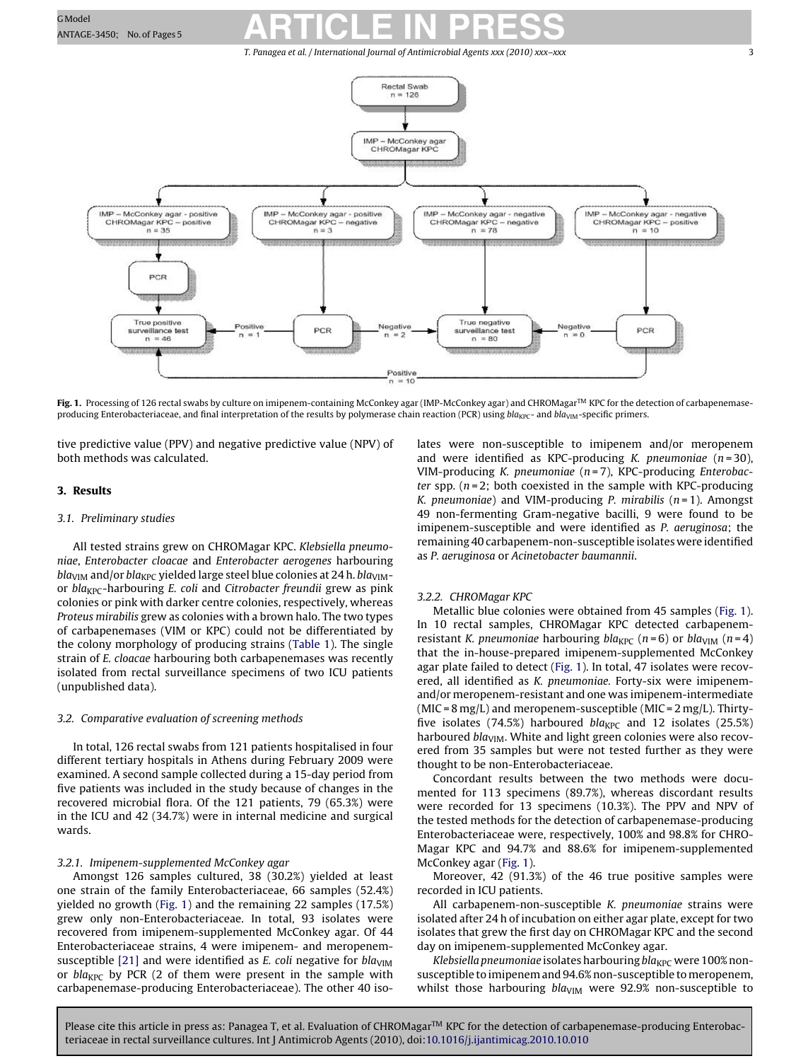Fig. 1. Processing of 126 rectal swabs by culture on imipenem-containing McConkey agar (IMP-McConkey agar) and CHROMagar™ KPC for the detection of carbapenemase-producing Enterobacteriaceae, and final interpretation of the results by polymerase chain reaction (PCR) using $bla_{KPC}$- and $bla_{VIM}$-specific primers.

tive predictive value (PPV) and negative predictive value (NPV) of both methods was calculated.

## 3. Results

### 3.1. Preliminary studies

All tested strains grew on CHROMagar KPC. *Klebsiella pneumoniae*, *Enterobacter cloacae* and *Enterobacter aerogenes* harbouring $bla_{VIM}$ and/or $bla_{KPC}$ yielded large steel blue colonies at 24 h. $bla_{VIM}$- or $bla_{KPC}$-harbouring *E. coli* and *Citrobacter freundii* grew as pink colonies or pink with darker centre colonies, respectively, whereas *Proteus mirabilis* grew as colonies with a brown halo. The two types of carbapenemases (VIM or KPC) could not be differentiated by the colony morphology of producing strains (Table 1). The single strain of *E. cloacae* harbouring both carbapenemases was recently isolated from rectal surveillance specimens of two ICU patients (unpublished data).

### 3.2. Comparative evaluation of screening methods

In total, 126 rectal swabs from 121 patients hospitalised in four different tertiary hospitals in Athens during February 2009 were examined. A second sample collected during a 15-day period from five patients was included in the study because of changes in the recovered microbial flora. Of the 121 patients, 79 (65.3%) were in the ICU and 42 (34.7%) were in internal medicine and surgical wards.

#### 3.2.1. Imipenem-supplemented McConkey agar

Amongst 126 samples cultured, 38 (30.2%) yielded at least one strain of the family Enterobacteriaceae, 66 samples (52.4%) yielded no growth (Fig. 1) and the remaining 22 samples (17.5%) grew only non-Enterobacteriaceae. In total, 93 isolates were recovered from imipenem-supplemented McConkey agar. Of 44 Enterobacteriaceae strains, 4 were imipenem- and meropenem-susceptible [21] and were identified as *E. coli* negative for $bla_{VIM}$ or $bla_{KPC}$ by PCR (2 of them were present in the sample with carbapenemase-producing Enterobacteriaceae). The other 40 isolates were non-susceptible to imipenem and/or meropenem and were identified as KPC-producing *K. pneumoniae* ($n = 30$), VIM-producing *K. pneumoniae* ($n = 7$), KPC-producing *Enterobacter* spp. ($n = 2$; both coexisted in the sample with KPC-producing *K. pneumoniae*) and VIM-producing *P. mirabilis* ($n = 1$). Amongst 49 non-fermenting Gram-negative bacilli, 9 were found to be imipenem-susceptible and were identified as *P. aeruginosa*; the remaining 40 carbapenem-non-susceptible isolates were identified as *P. aeruginosa* or *Acinetobacter baumannii*.

#### 3.2.2. CHROMagar KPC

Metallic blue colonies were obtained from 45 samples (Fig. 1). In 10 rectal samples, CHROMagar KPC detected carbapenem-resistant *K. pneumoniae* harbouring $bla_{KPC}$ ($n = 6$) or $bla_{VIM}$ ($n = 4$) that the in-house-prepared imipenem-supplemented McConkey agar plate failed to detect (Fig. 1). In total, 47 isolates were recovered, all identified as *K. pneumoniae*. Forty-six were imipenem- and/or meropenem-resistant and one was imipenem-intermediate (MIC = 8 mg/L) and meropenem-susceptible (MIC = 2 mg/L). Thirty-five isolates (74.5%) harboured $bla_{KPC}$ and 12 isolates (25.5%) harboured $bla_{VIM}$. White and light green colonies were also recovered from 35 samples but were not tested further as they were thought to be non-Enterobacteriaceae.

Concordant results between the two methods were documented for 113 specimens (89.7%), whereas discordant results were recorded for 13 specimens (10.3%). The PPV and NPV of the tested methods for the detection of carbapenemase-producing Enterobacteriaceae were, respectively, 100% and 98.8% for CHROMagar KPC and 94.7% and 88.6% for imipenem-supplemented McConkey agar (Fig. 1).

Moreover, 42 (91.3%) of the 46 true positive samples were recorded in ICU patients.

All carbapenem-non-susceptible *K. pneumoniae* strains were isolated after 24 h of incubation on either agar plate, except for two isolates that grew the first day on CHROMagar KPC and the second day on imipenem-supplemented McConkey agar.

*Klebsiella pneumoniae* isolates harbouring $bla_{KPC}$ were 100% non-susceptible to imipenem and 94.6% non-susceptible to meropenem, whilst those harbouring $bla_{VIM}$ were 92.9% non-susceptible to

Please cite this article in press as: Panagea T, et al. Evaluation of CHROMagar™ KPC for the detection of carbapenemase-producing Enterobacteriaceae in rectal surveillance cultures. Int J Antimicrob Agents (2010), doi:10.1016/j.ijantimicag.2010.10.010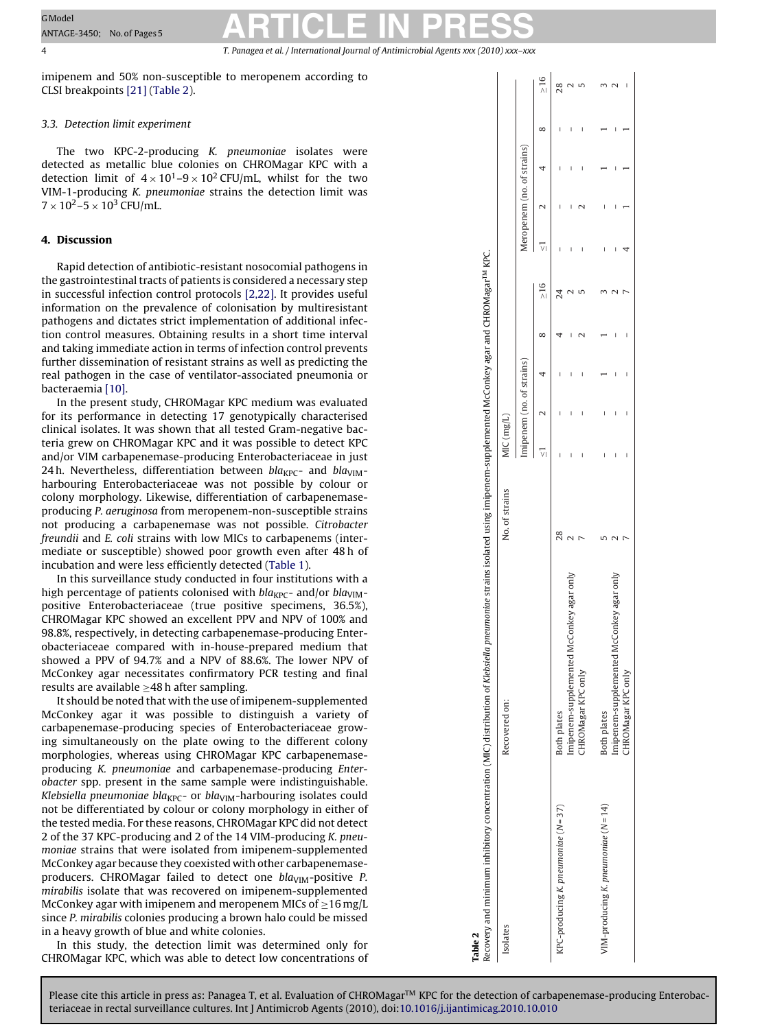imipenem and 50% non-susceptible to meropenem according to CLSI breakpoints [21] (Table 2).

### 3.3. Detection limit experiment

The two KPC-2-producing *K. pneumoniae* isolates were detected as metallic blue colonies on CHROMagar KPC with a detection limit of $4 \times 10^1$–$9 \times 10^2$ CFU/mL, whilst for the two VIM-1-producing *K. pneumoniae* strains the detection limit was $7 \times 10^2$–$5 \times 10^3$ CFU/mL.

## 4. Discussion

Rapid detection of antibiotic-resistant nosocomial pathogens in the gastrointestinal tracts of patients is considered a necessary step in successful infection control protocols [2,22]. It provides useful information on the prevalence of colonisation by multiresistant pathogens and dictates strict implementation of additional infection control measures. Obtaining results in a short time interval and taking immediate action in terms of infection control prevents further dissemination of resistant strains as well as predicting the real pathogen in the case of ventilator-associated pneumonia or bacteraemia [10].

In the present study, CHROMagar KPC medium was evaluated for its performance in detecting 17 genotypically characterised clinical isolates. It was shown that all tested Gram-negative bacteria grew on CHROMagar KPC and it was possible to detect KPC and/or VIM carbapenemase-producing Enterobacteriaceae in just 24 h. Nevertheless, differentiation between $bla_{KPC}$- and $bla_{VIM}$-harbouring Enterobacteriaceae was not possible by colour or colony morphology. Likewise, differentiation of carbapenemase-producing *P. aeruginosa* from meropenem-non-susceptible strains not producing a carbapenemase was not possible. *Citrobacter freundii* and *E. coli* strains with low MICs to carbapenems (intermediate or susceptible) showed poor growth even after 48 h of incubation and were less efficiently detected (Table 1).

In this surveillance study conducted in four institutions with a high percentage of patients colonised with $bla_{KPC}$- and/or $bla_{VIM}$-positive Enterobacteriaceae (true positive specimens, 36.5%), CHROMagar KPC showed an excellent PPV and NPV of 100% and 98.8%, respectively, in detecting carbapenemase-producing Enterobacteriaceae compared with in-house-prepared medium that showed a PPV of 94.7% and a NPV of 88.6%. The lower NPV of McConkey agar necessitates confirmatory PCR testing and final results are available ≥48 h after sampling.

It should be noted that with the use of imipenem-supplemented McConkey agar it was possible to distinguish a variety of carbapenemase-producing species of Enterobacteriaceae growing simultaneously on the plate owing to the different colony morphologies, whereas using CHROMagar KPC carbapenemase-producing *K. pneumoniae* and carbapenemase-producing *Enterobacter* spp. present in the same sample were indistinguishable. *Klebsiella pneumoniae* $bla_{KPC}$- or $bla_{VIM}$-harbouring isolates could not be differentiated by colour or colony morphology in either of the tested media. For these reasons, CHROMagar KPC did not detect 2 of the 37 KPC-producing and 2 of the 14 VIM-producing *K. pneumoniae* strains that were isolated from imipenem-supplemented McConkey agar because they coexisted with other carbapenemase-producers. CHROMagar failed to detect one $bla_{VIM}$-positive *P. mirabilis* isolate that was recovered on imipenem-supplemented McConkey agar with imipenem and meropenem MICs of ≥16 mg/L since *P. mirabilis* colonies producing a brown halo could be missed in a heavy growth of blue and white colonies.

In this study, the detection limit was determined only for CHROMagar KPC, which was able to detect low concentrations of

**Table 2**
Recovery and minimum inhibitory concentration (MIC) distribution of *Klebsiella pneumoniae* strains isolated using imipenem-supplemented McConkey agar and CHROMagar™ KPC.

| Isolates | Recovered on: | No. of strains | MIC (mg/L) | | | | | | | | | |
|---|---|---|---|---|---|---|---|---|---|---|---|---|
| | | | Imipenem (no. of strains) | | | | | Meropenem (no. of strains) | | | | |
| | | | ≤1 | 2 | 4 | 8 | ≥16 | ≤1 | 2 | 4 | 8 | ≥16 |
| KPC-producing *K. pneumoniae* (*N* = 37) | Both plates | 28 | – | – | – | 4 | 24 | – | – | – | – | 28 |
| | Imipenem-supplemented McConkey agar only | 2 | – | – | – | – | 2 | – | – | – | – | 2 |
| | CHROMagar KPC only | 7 | – | – | – | 2 | 5 | – | 2 | – | – | 5 |
| VIM-producing *K. pneumoniae* (*N* = 14) | Both plates | 5 | – | – | 1 | 1 | 3 | – | – | 1 | 1 | 3 |
| | Imipenem-supplemented McConkey agar only | 2 | – | – | – | – | 2 | – | – | – | – | 2 |
| | CHROMagar KPC only | 7 | – | – | – | – | 7 | 4 | 1 | 1 | 1 | – |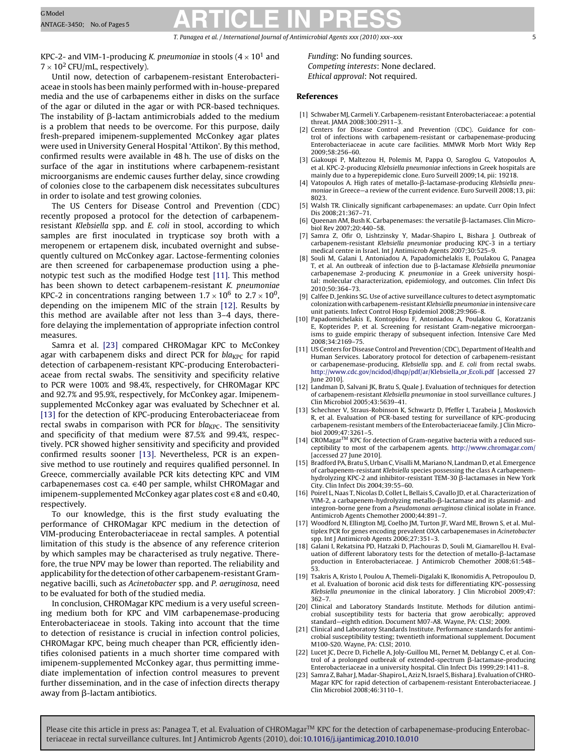KPC-2- and VIM-1-producing *K. pneumoniae* in stools ($4 \times 10^1$ and $7 \times 10^2$ CFU/mL, respectively).

Until now, detection of carbapenem-resistant Enterobacteriaceae in stools has been mainly performed with in-house-prepared media and the use of carbapenems either in disks on the surface of the agar or diluted in the agar or with PCR-based techniques. The instability of β-lactam antimicrobials added to the medium is a problem that needs to be overcome. For this purpose, daily fresh-prepared imipenem-supplemented McConkey agar plates were used in University General Hospital 'Attikon'. By this method, confirmed results were available in 48 h. The use of disks on the surface of the agar in institutions where carbapenem-resistant microorganisms are endemic causes further delay, since crowding of colonies close to the carbapenem disk necessitates subcultures in order to isolate and test growing colonies.

The US Centers for Disease Control and Prevention (CDC) recently proposed a protocol for the detection of carbapenem-resistant *Klebsiella* spp. and *E. coli* in stool, according to which samples are first inoculated in trypticase soy broth with a meropenem or ertapenem disk, incubated overnight and subsequently cultured on McConkey agar. Lactose-fermenting colonies are then screened for carbapenemase production using a phenotypic test such as the modified Hodge test [11]. This method has been shown to detect carbapenem-resistant *K. pneumoniae* KPC-2 in concentrations ranging between $1.7 \times 10^6$ to $2.7 \times 10^0$, depending on the imipenem MIC of the strain [12]. Results by this method are available after not less than 3–4 days, therefore delaying the implementation of appropriate infection control measures.

Samra et al. [23] compared CHROMagar KPC to McConkey agar with carbapenem disks and direct PCR for $bla_{KPC}$ for rapid detection of carbapenem-resistant KPC-producing Enterobacteriaceae from rectal swabs. The sensitivity and specificity relative to PCR were 100% and 98.4%, respectively, for CHROMagar KPC and 92.7% and 95.9%, respectively, for McConkey agar. Imipenem-supplemented McConkey agar was evaluated by Schechner et al. [13] for the detection of KPC-producing Enterobacteriaceae from rectal swabs in comparison with PCR for $bla_{KPC}$. The sensitivity and specificity of that medium were 87.5% and 99.4%, respectively. PCR showed higher sensitivity and specificity and provided confirmed results sooner [13]. Nevertheless, PCR is an expensive method to use routinely and requires qualified personnel. In Greece, commercially available PCR kits detecting KPC and VIM carbapenemases cost ca. €40 per sample, whilst CHROMagar and imipenem-supplemented McConkey agar plates cost €8 and €0.40, respectively.

To our knowledge, this is the first study evaluating the performance of CHROMagar KPC medium in the detection of VIM-producing Enterobacteriaceae in rectal samples. A potential limitation of this study is the absence of any reference criterion by which samples may be characterised as truly negative. Therefore, the true NPV may be lower than reported. The reliability and applicability for the detection of other carbapenem-resistant Gram-negative bacilli, such as *Acinetobacter* spp. and *P. aeruginosa*, need to be evaluated for both of the studied media.

In conclusion, CHROMagar KPC medium is a very useful screening medium both for KPC and VIM carbapenemase-producing Enterobacteriaceae in stools. Taking into account that the time to detection of resistance is crucial in infection control policies, CHROMagar KPC, being much cheaper than PCR, efficiently identifies colonised patients in a much shorter time compared with imipenem-supplemented McConkey agar, thus permitting immediate implementation of infection control measures to prevent further dissemination, and in the case of infection directs therapy away from β-lactam antibiotics.

*Funding*: No funding sources.
*Competing interests*: None declared.
*Ethical approval*: Not required.

## References

[1] Schwaber MJ, Carmeli Y. Carbapenem-resistant Enterobacteriaceae: a potential threat. JAMA 2008;300:2911–3.

[2] Centers for Disease Control and Prevention (CDC). Guidance for control of infections with carbapenem-resistant or carbapenemase-producing Enterobacteriaceae in acute care facilities. MMWR Morb Mort Wkly Rep 2009;58:256–60.

[3] Giakoupi P, Maltezou H, Polemis M, Pappa O, Saroglou G, Vatopoulos A, et al. KPC-2-producing *Klebsiella pneumoniae* infections in Greek hospitals are mainly due to a hyperepidemic clone. Euro Surveill 2009;14, pii: 19218.

[4] Vatopoulos A. High rates of metallo-β-lactamase-producing *Klebsiella pneumoniae* in Greece—a review of the current evidence. Euro Surveill 2008;13, pii: 8023.

[5] Walsh TR. Clinically significant carbapenemases: an update. Curr Opin Infect Dis 2008;21:367–71.

[6] Queenan AM, Bush K. Carbapenemases: the versatile β-lactamases. Clin Microbiol Rev 2007;20:440–58.

[7] Samra Z, Ofir O, Lishtzinsky Y, Madar-Shapiro L, Bishara J. Outbreak of carbapenem-resistant *Klebsiella pneumoniae* producing KPC-3 in a tertiary medical centre in Israel. Int J Antimicrob Agents 2007;30:525–9.

[8] Souli M, Galani I, Antoniadou A, Papadomichelakis E, Poulakou G, Panagea T, et al. An outbreak of infection due to β-lactamase *Klebsiella pneumoniae* carbapenemase 2-producing *K. pneumoniae* in a Greek university hospital: molecular characterization, epidemiology, and outcomes. Clin Infect Dis 2010;50:364–73.

[9] Calfee D, Jenkins SG. Use of active surveillance cultures to detect asymptomatic colonization with carbapenem-resistant *Klebsiella pneumoniae* in intensive care unit patients. Infect Control Hosp Epidemiol 2008;29:966–8.

[10] Papadomichelakis E, Kontopidou F, Antoniadou A, Poulakou G, Koratzanis E, Kopterides P, et al. Screening for resistant Gram-negative microorganisms to guide empiric therapy of subsequent infection. Intensive Care Med 2008;34:2169–75.

[11] US Centers for Disease Control and Prevention (CDC), Department of Health and Human Services. Laboratory protocol for detection of carbapenem-resistant or carbapenemase-producing, *Klebsiella* spp. and *E. coli* from rectal swabs. http://www.cdc.gov/ncidod/dhqp/pdf/ar/Klebsiella_or_Ecoli.pdf [accessed 27 June 2010].

[12] Landman D, Salvani JK, Bratu S, Quale J. Evaluation of techniques for detection of carbapenem-resistant *Klebsiella pneumoniae* in stool surveillance cultures. J Clin Microbiol 2005;43:5639–41.

[13] Schechner V, Straus-Robinson K, Schwartz D, Pfeffer I, Tarabeia J, Moskovich R, et al. Evaluation of PCR-based testing for surveillance of KPC-producing carbapenem-resistant members of the Enterobacteriaceae family. J Clin Microbiol 2009;47:3261–5.

[14] CROMagar™ KPC for detection of Gram-negative bacteria with a reduced susceptibility to most of the carbapenem agents. http://www.chromagar.com/ [accessed 27 June 2010].

[15] Bradford PA, Bratu S, Urban C, Visalli M, Mariano N, Landman D, et al. Emergence of carbapenem-resistant *Klebsiella* species possessing the class A carbapenem-hydrolyzing KPC-2 and inhibitor-resistant TEM-30 β-lactamases in New York City. Clin Infect Dis 2004;39:55–60.

[16] Poirel L, Naas T, Nicolas D, Collet L, Bellais S, Cavallo JD, et al. Characterization of VIM-2, a carbapenem-hydrolyzing metallo-β-lactamase and its plasmid- and integron-borne gene from a *Pseudomonas aeruginosa* clinical isolate in France. Antimicrob Agents Chemother 2000;44:891–7.

[17] Woodford N, Ellington MJ, Coelho JM, Turton JF, Ward ME, Brown S, et al. Multiplex PCR for genes encoding prevalent OXA carbapenemases in *Acinetobacter* spp. Int J Antimicrob Agents 2006;27:351–3.

[18] Galani I, Rekatsina PD, Hatzaki D, Plachouras D, Souli M, Giamarellou H. Evaluation of different laboratory tests for the detection of metallo-β-lactamase production in Enterobacteriaceae. J Antimicrob Chemother 2008;61:548–53.

[19] Tsakris A, Kristo I, Poulou A, Themeli-Digalaki K, Ikonomidis A, Petropoulou D, et al. Evaluation of boronic acid disk tests for differentiating KPC-possessing *Klebsiella pneumoniae* in the clinical laboratory. J Clin Microbiol 2009;47:362–7.

[20] Clinical and Laboratory Standards Institute. Methods for dilution antimicrobial susceptibility tests for bacteria that grow aerobically; approved standard—eighth edition. Document M07-A8. Wayne, PA: CLSI; 2009.

[21] Clinical and Laboratory Standards Institute. Performance standards for antimicrobial susceptibility testing; twentieth informational supplement. Document M100-S20. Wayne, PA: CLSI; 2010.

[22] Lucet JC, Decre D, Fichelle A, Joly-Guillou ML, Pernet M, Deblangy C, et al. Control of a prolonged outbreak of extended-spectrum β-lactamase-producing Enterobacteriaceae in a university hospital. Clin Infect Dis 1999;29:1411–8.

[23] Samra Z, Bahar J, Madar-Shapiro L, Aziz N, Israel S, Bishara J. Evaluation of CHROMagar KPC for rapid detection of carbapenem-resistant Enterobacteriaceae. J Clin Microbiol 2008;46:3110–1.